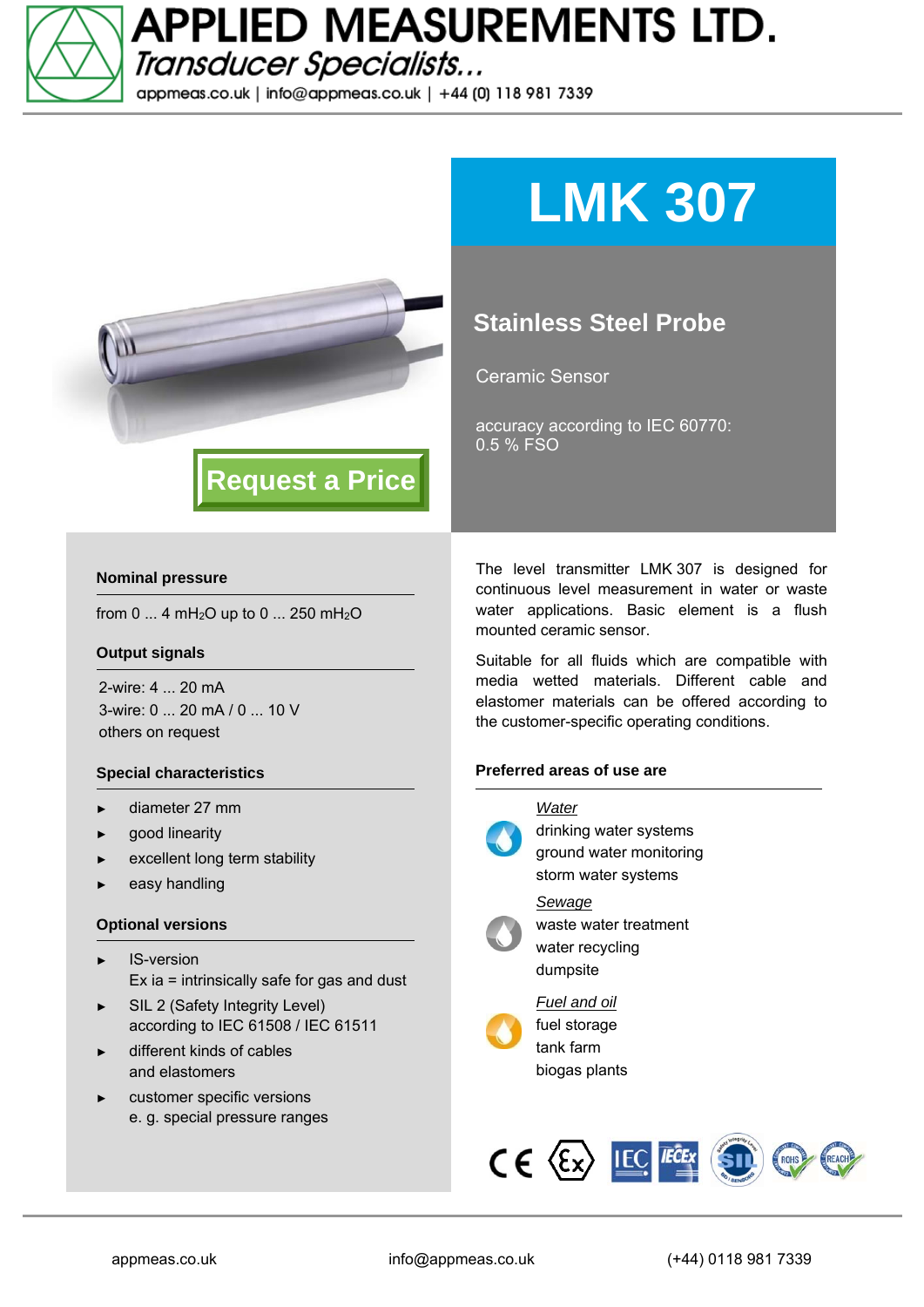# APPLIED MEASUREMENTS LTD.

*Transducer Specialists...*

appmeas.co.uk | info@appmeas.co.uk | +44 (0) 118 981 7339

Request a Price

# LMK 307

## Stainless Steel Probe

Ceramic Sensor

accuracy according to IEC 60770:
0.5 % FSO

### Nominal pressure

from 0 ... 4 $mH_2O$ up to 0 ... 250 $mH_2O$

### Output signals

2-wire: 4 ... 20 mA
3-wire: 0 ... 20 mA / 0 ... 10 V
others on request

### Special characteristics

- diameter 27 mm
- good linearity
- excellent long term stability
- easy handling

### Optional versions

- IS-version
  Ex ia = intrinsically safe for gas and dust
- SIL 2 (Safety Integrity Level)
  according to IEC 61508 / IEC 61511
- different kinds of cables
  and elastomers
- customer specific versions
  e. g. special pressure ranges

The level transmitter LMK 307 is designed for continuous level measurement in water or waste water applications. Basic element is a flush mounted ceramic sensor.

Suitable for all fluids which are compatible with media wetted materials. Different cable and elastomer materials can be offered according to the customer-specific operating conditions.

### Preferred areas of use are

*Water*
drinking water systems
ground water monitoring
storm water systems

*Sewage*
waste water treatment
water recycling
dumpsite

*Fuel and oil*
fuel storage
tank farm
biogas plants

appmeas.co.uk | info@appmeas.co.uk | (+44) 0118 981 7339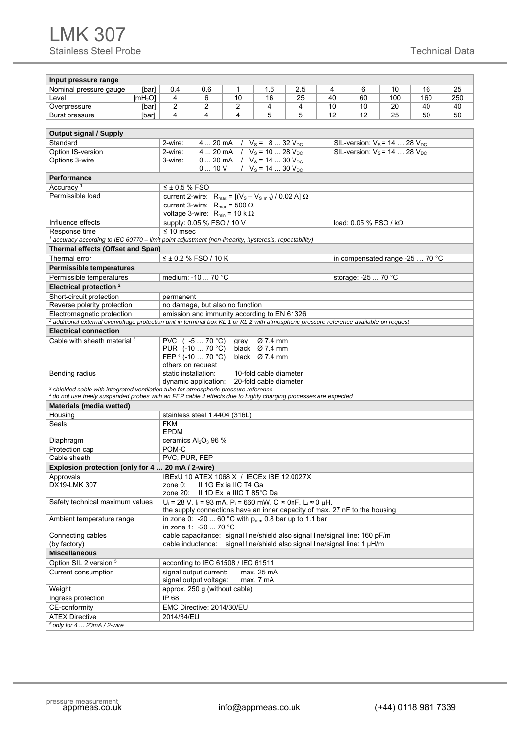# LMK 307

Stainless Steel Probe

Technical Data

| Input pressure range | | | | | | | | | | |
|---|---|---|---|---|---|---|---|---|---|---|
| Nominal pressure gauge [bar] | 0.4 | 0.6 | 1 | 1.6 | 2.5 | 4 | 6 | 10 | 16 | 25 |
| Level [$mH_2O$] | 4 | 6 | 10 | 16 | 25 | 40 | 60 | 100 | 160 | 250 |
| Overpressure [bar] | 2 | 2 | 2 | 4 | 4 | 10 | 10 | 20 | 40 | 40 |
| Burst pressure [bar] | 4 | 4 | 4 | 5 | 5 | 12 | 12 | 25 | 50 | 50 |

| Output signal / Supply | |
|---|---|
| Standard | 2-wire: 4 ... 20 mA / $V_S$ = 8 ... 32 $V_{DC}$ SIL-version: $V_S$ = 14 … 28 $V_{DC}$ |
| Option IS-version | 2-wire: 4 ... 20 mA / $V_S$ = 10 ... 28 $V_{DC}$ SIL-version: $V_S$ = 14 … 28 $V_{DC}$ |
| Options 3-wire | 3-wire: 0 ... 20 mA / $V_S$ = 14 ... 30 $V_{DC}$<br>0 ... 10 V / $V_S$ = 14 ... 30 $V_{DC}$ |
| **Performance** | |
| Accuracy [1] | ≤ ± 0.5 % FSO |
| Permissible load | current 2-wire: $R_{max} = [(V_S – V_{S\ min}) / 0.02\ A]\ \Omega$<br>current 3-wire: $R_{max} = 500\ \Omega$<br>voltage 3-wire: $R_{min} = 10\ k\ \Omega$ |
| Influence effects | supply: 0.05 % FSO / 10 V load: 0.05 % FSO / kΩ |
| Response time | ≤ 10 msec |
| *[1] accuracy according to IEC 60770 – limit point adjustment (non-linearity, hysteresis, repeatability)* | |
| **Thermal effects (Offset and Span)** | |
| Thermal error | ≤ ± 0.2 % FSO / 10 K in compensated range -25 … 70 °C |
| **Permissible temperatures** | |
| Permissible temperatures | medium: -10 ... 70 °C storage: -25 ... 70 °C |
| **Electrical protection [2]** | |
| Short-circuit protection | permanent |
| Reverse polarity protection | no damage, but also no function |
| Electromagnetic protection | emission and immunity according to EN 61326 |
| *[2] additional external overvoltage protection unit in terminal box KL 1 or KL 2 with atmospheric pressure reference available on request* | |
| **Electrical connection** | |
| Cable with sheath material [3] | PVC ( -5 … 70 °C) grey Ø 7.4 mm<br>PUR (-10 … 70 °C) black Ø 7.4 mm<br>FEP [4] (-10 … 70 °C) black Ø 7.4 mm<br>others on request |
| Bending radius | static installation: 10-fold cable diameter<br>dynamic application: 20-fold cable diameter |
| *[3] shielded cable with integrated ventilation tube for atmospheric pressure reference*<br>*[4] do not use freely suspended probes with an FEP cable if effects due to highly charging processes are expected* | |
| **Materials (media wetted)** | |
| Housing | stainless steel 1.4404 (316L) |
| Seals | FKM<br>EPDM |
| Diaphragm | ceramics $Al_2O_3$ 96 % |
| Protection cap | POM-C |
| Cable sheath | PVC, PUR, FEP |
| **Explosion protection (only for 4 … 20 mA / 2-wire)** | |
| Approvals<br>DX19-LMK 307 | IBExU 10 ATEX 1068 X / IECEx IBE 12.0027X<br>zone 0: II 1G Ex ia IIC T4 Ga<br>zone 20: II 1D Ex ia IIIC T 85°C Da |
| Safety technical maximum values | $U_i$ = 28 V, $I_i$ = 93 mA, $P_i$ = 660 mW, $C_i$ ≈ 0nF, $L_i$ ≈ 0 µH,<br>the supply connections have an inner capacity of max. 27 nF to the housing |
| Ambient temperature range | in zone 0: -20 ... 60 °C with $p_{atm}$ 0.8 bar up to 1.1 bar<br>in zone 1: -20 ... 70 °C |
| Connecting cables<br>(by factory) | cable capacitance: signal line/shield also signal line/signal line: 160 pF/m<br>cable inductance: signal line/shield also signal line/signal line: 1 µH/m |
| **Miscellaneous** | |
| Option SIL 2 version [5] | according to IEC 61508 / IEC 61511 |
| Current consumption | signal output current: max. 25 mA<br>signal output voltage: max. 7 mA |
| Weight | approx. 250 g (without cable) |
| Ingress protection | IP 68 |
| CE-conformity | EMC Directive: 2014/30/EU |
| ATEX Directive | 2014/34/EU |
| *[5] only for 4 ... 20mA / 2-wire* | |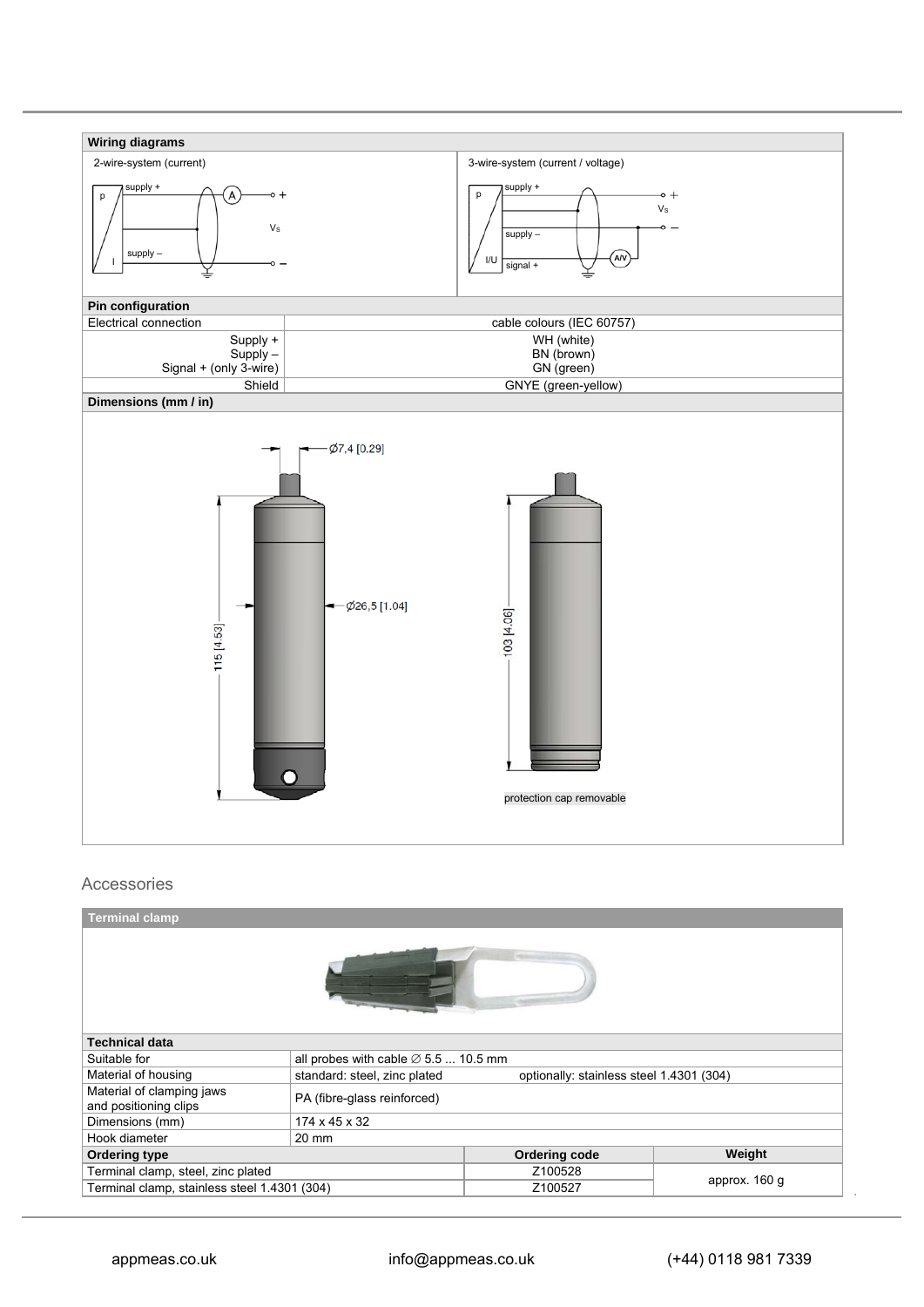## Wiring diagrams

2-wire-system (current)

3-wire-system (current / voltage)

## Pin configuration

| Electrical connection | cable colours (IEC 60757) |
|---|---|
| Supply + | WH (white) |
| Supply – | BN (brown) |
| Signal + (only 3-wire) | GN (green) |
| Shield | GNYE (green-yellow) |

## Dimensions (mm / in)

Ø7,4 [0.29]

Ø26,5 [1.04]

115 [4.53]

103 [4.06]

protection cap removable

# Accessories

## Terminal clamp

| Technical data | | | |
|---|---|---|---|
| Suitable for | all probes with cable ∅ 5.5 ... 10.5 mm | | |
| Material of housing | standard: steel, zinc plated | optionally: stainless steel 1.4301 (304) | |
| Material of clamping jaws and positioning clips | PA (fibre-glass reinforced) | | |
| Dimensions (mm) | 174 x 45 x 32 | | |
| Hook diameter | 20 mm | | |

| Ordering type | Ordering code | Weight |
|---|---|---|
| Terminal clamp, steel, zinc plated | Z100528 | approx. 160 g |
| Terminal clamp, stainless steel 1.4301 (304) | Z100527 | |

appmeas.co.uk info@appmeas.co.uk (+44) 0118 981 7339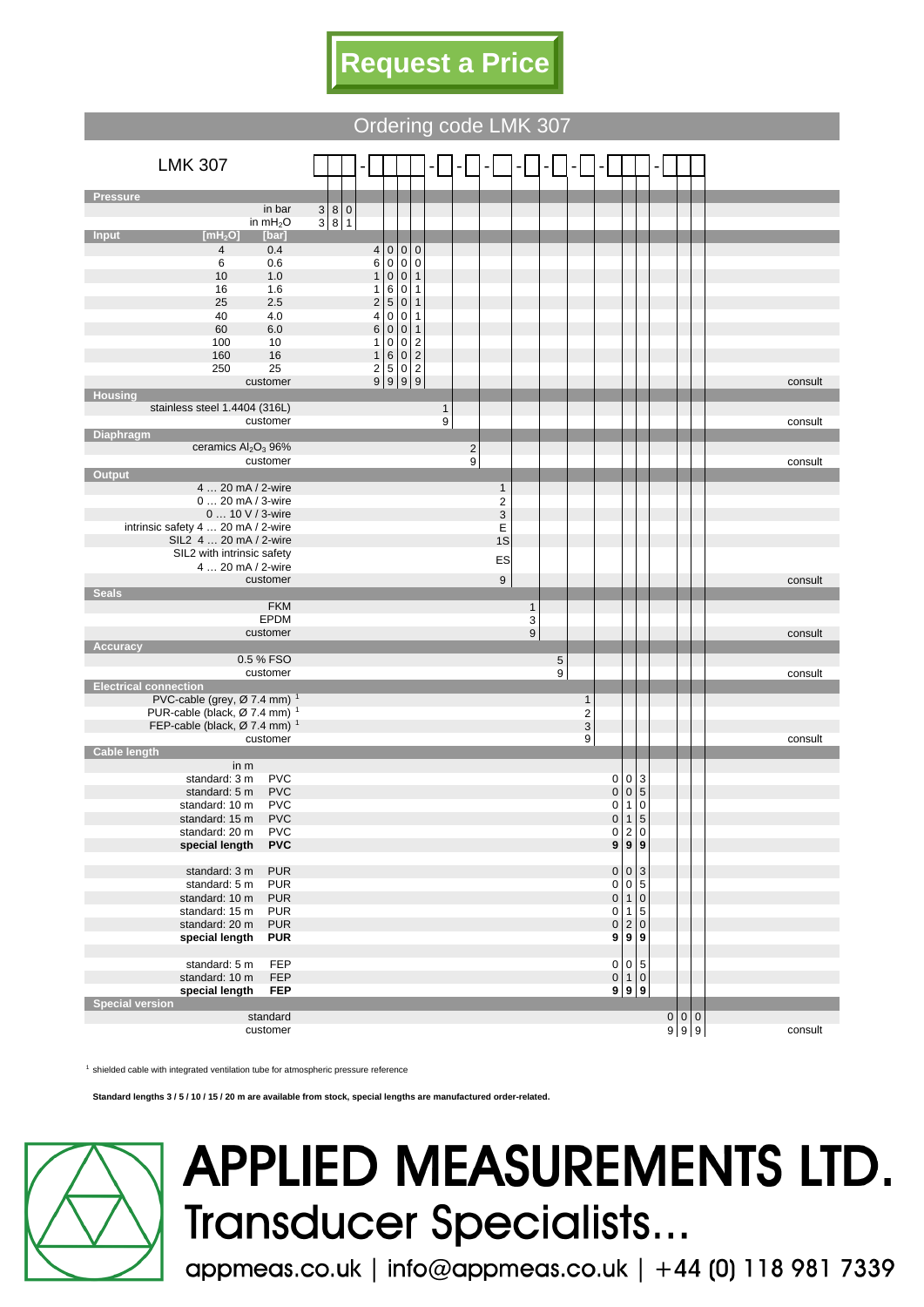Request a Price

## Ordering code LMK 307

LMK 307 [ ][ ][ ] - [ ][ ][ ][ ] - [ ] - [ ] - [ ] - [ ] - [ ] - [ ] - [ ][ ][ ] - [ ][ ][ ]

| | | |
|---|---|---|
| **Pressure** | | |
| in bar | 3 8 0 | |
| in $mH_2O$ | 3 8 1 | |
| **Input** [$mH_2O$] [bar] | | |
| 4 / 0.4 | 4 0 0 0 | |
| 6 / 0.6 | 6 0 0 0 | |
| 10 / 1.0 | 1 0 0 1 | |
| 16 / 1.6 | 1 6 0 1 | |
| 25 / 2.5 | 2 5 0 1 | |
| 40 / 4.0 | 4 0 0 1 | |
| 60 / 6.0 | 6 0 0 1 | |
| 100 / 10 | 1 0 0 2 | |
| 160 / 16 | 1 6 0 2 | |
| 250 / 25 | 2 5 0 2 | |
| customer | 9 9 9 9 | consult |
| **Housing** | | |
| stainless steel 1.4404 (316L) | 1 | |
| customer | 9 | consult |
| **Diaphragm** | | |
| ceramics $Al_2O_3$ 96% | 2 | |
| customer | 9 | consult |
| **Output** | | |
| 4 … 20 mA / 2-wire | 1 | |
| 0 … 20 mA / 3-wire | 2 | |
| 0 … 10 V / 3-wire | 3 | |
| intrinsic safety 4 … 20 mA / 2-wire | E | |
| SIL2 4 … 20 mA / 2-wire | 1S | |
| SIL2 with intrinsic safety 4 … 20 mA / 2-wire | ES | |
| customer | 9 | consult |
| **Seals** | | |
| FKM | 1 | |
| EPDM | 3 | |
| customer | 9 | consult |
| **Accuracy** | | |
| 0.5 % FSO | 5 | |
| customer | 9 | consult |
| **Electrical connection** | | |
| PVC-cable (grey, Ø 7.4 mm) [1] | 1 | |
| PUR-cable (black, Ø 7.4 mm) [1] | 2 | |
| FEP-cable (black, Ø 7.4 mm) [1] | 3 | |
| customer | 9 | consult |
| **Cable length** | | |
| in m | | |
| standard: 3 m PVC | 0 0 3 | |
| standard: 5 m PVC | 0 0 5 | |
| standard: 10 m PVC | 0 1 0 | |
| standard: 15 m PVC | 0 1 5 | |
| standard: 20 m PVC | 0 2 0 | |
| **special length PVC** | **9 9 9** | |
| standard: 3 m PUR | 0 0 3 | |
| standard: 5 m PUR | 0 0 5 | |
| standard: 10 m PUR | 0 1 0 | |
| standard: 15 m PUR | 0 1 5 | |
| standard: 20 m PUR | 0 2 0 | |
| **special length PUR** | **9 9 9** | |
| standard: 5 m FEP | 0 0 5 | |
| standard: 10 m FEP | 0 1 0 | |
| **special length FEP** | **9 9 9** | |
| **Special version** | | |
| standard | 0 0 0 | |
| customer | 9 9 9 | consult |

[1] shielded cable with integrated ventilation tube for atmospheric pressure reference

**Standard lengths 3 / 5 / 10 / 15 / 20 m are available from stock, special lengths are manufactured order-related.**

# APPLIED MEASUREMENTS LTD.

Transducer Specialists...

appmeas.co.uk | info@appmeas.co.uk | +44 (0) 118 981 7339